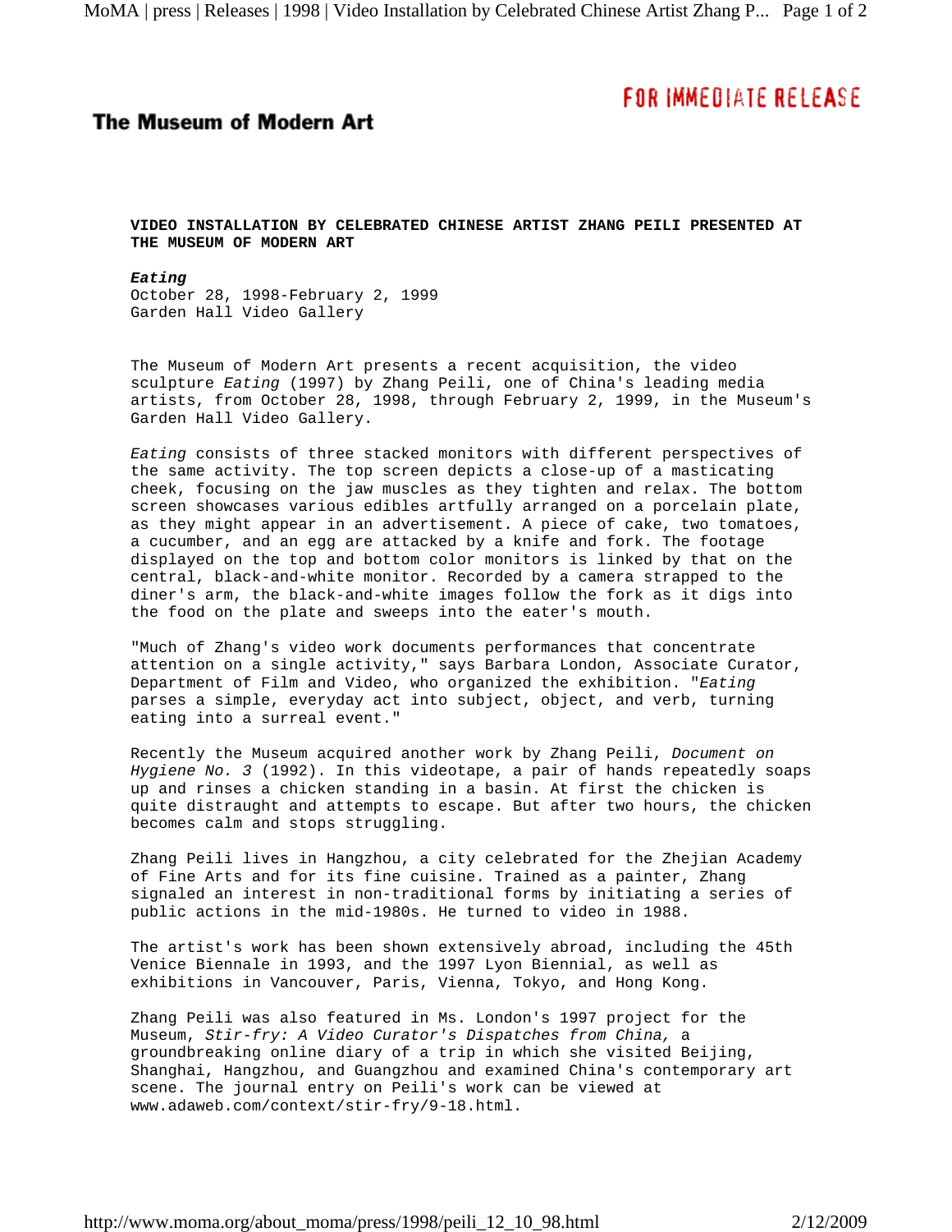**The Museum of Modern Art**

FOR IMMEDIATE RELEASE

# VIDEO INSTALLATION BY CELEBRATED CHINESE ARTIST ZHANG PEILI PRESENTED AT THE MUSEUM OF MODERN ART

***Eating***
October 28, 1998-February 2, 1999
Garden Hall Video Gallery

The Museum of Modern Art presents a recent acquisition, the video sculpture *Eating* (1997) by Zhang Peili, one of China's leading media artists, from October 28, 1998, through February 2, 1999, in the Museum's Garden Hall Video Gallery.

*Eating* consists of three stacked monitors with different perspectives of the same activity. The top screen depicts a close-up of a masticating cheek, focusing on the jaw muscles as they tighten and relax. The bottom screen showcases various edibles artfully arranged on a porcelain plate, as they might appear in an advertisement. A piece of cake, two tomatoes, a cucumber, and an egg are attacked by a knife and fork. The footage displayed on the top and bottom color monitors is linked by that on the central, black-and-white monitor. Recorded by a camera strapped to the diner's arm, the black-and-white images follow the fork as it digs into the food on the plate and sweeps into the eater's mouth.

"Much of Zhang's video work documents performances that concentrate attention on a single activity," says Barbara London, Associate Curator, Department of Film and Video, who organized the exhibition. "*Eating* parses a simple, everyday act into subject, object, and verb, turning eating into a surreal event."

Recently the Museum acquired another work by Zhang Peili, *Document on Hygiene No. 3* (1992). In this videotape, a pair of hands repeatedly soaps up and rinses a chicken standing in a basin. At first the chicken is quite distraught and attempts to escape. But after two hours, the chicken becomes calm and stops struggling.

Zhang Peili lives in Hangzhou, a city celebrated for the Zhejian Academy of Fine Arts and for its fine cuisine. Trained as a painter, Zhang signaled an interest in non-traditional forms by initiating a series of public actions in the mid-1980s. He turned to video in 1988.

The artist's work has been shown extensively abroad, including the 45th Venice Biennale in 1993, and the 1997 Lyon Biennial, as well as exhibitions in Vancouver, Paris, Vienna, Tokyo, and Hong Kong.

Zhang Peili was also featured in Ms. London's 1997 project for the Museum, *Stir-fry: A Video Curator's Dispatches from China,* a groundbreaking online diary of a trip in which she visited Beijing, Shanghai, Hangzhou, and Guangzhou and examined China's contemporary art scene. The journal entry on Peili's work can be viewed at www.adaweb.com/context/stir-fry/9-18.html.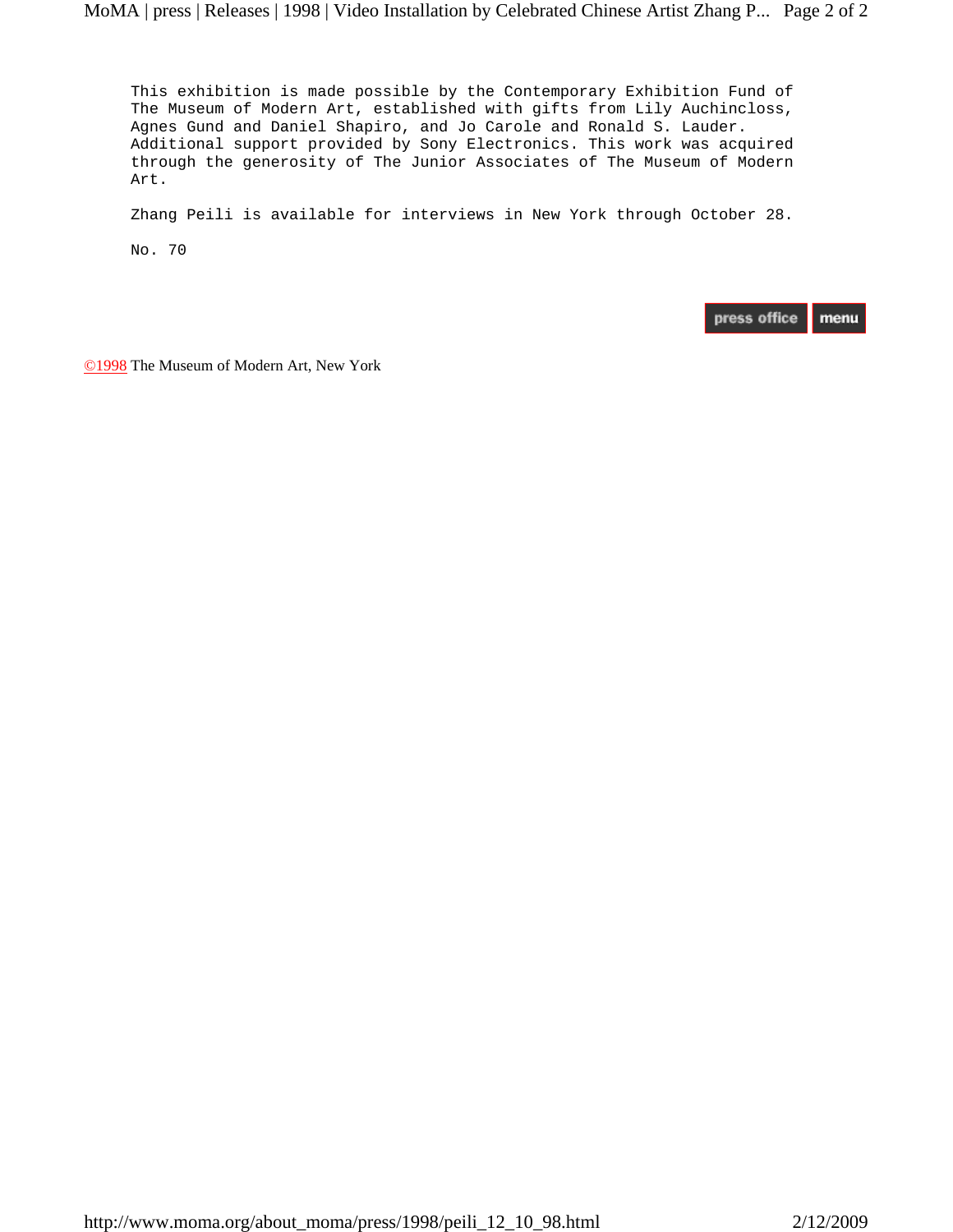This exhibition is made possible by the Contemporary Exhibition Fund of The Museum of Modern Art, established with gifts from Lily Auchincloss, Agnes Gund and Daniel Shapiro, and Jo Carole and Ronald S. Lauder. Additional support provided by Sony Electronics. This work was acquired through the generosity of The Junior Associates of The Museum of Modern Art.

Zhang Peili is available for interviews in New York through October 28.

No. 70

press office menu

©1998 The Museum of Modern Art, New York